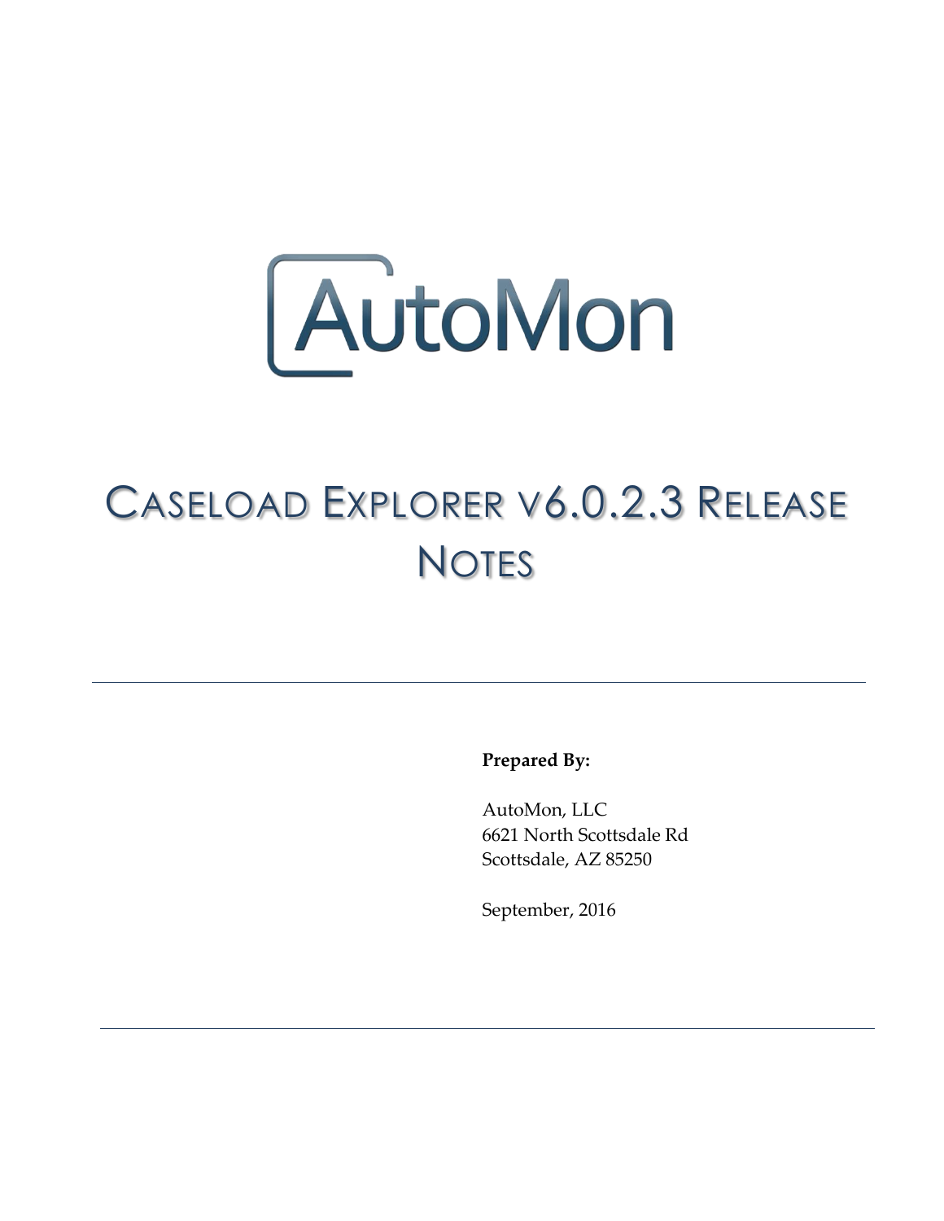AutoMon

# Caseload Explorer v6.0.2.3 Release Notes

**Prepared By:**

AutoMon, LLC
6621 North Scottsdale Rd
Scottsdale, AZ 85250

September, 2016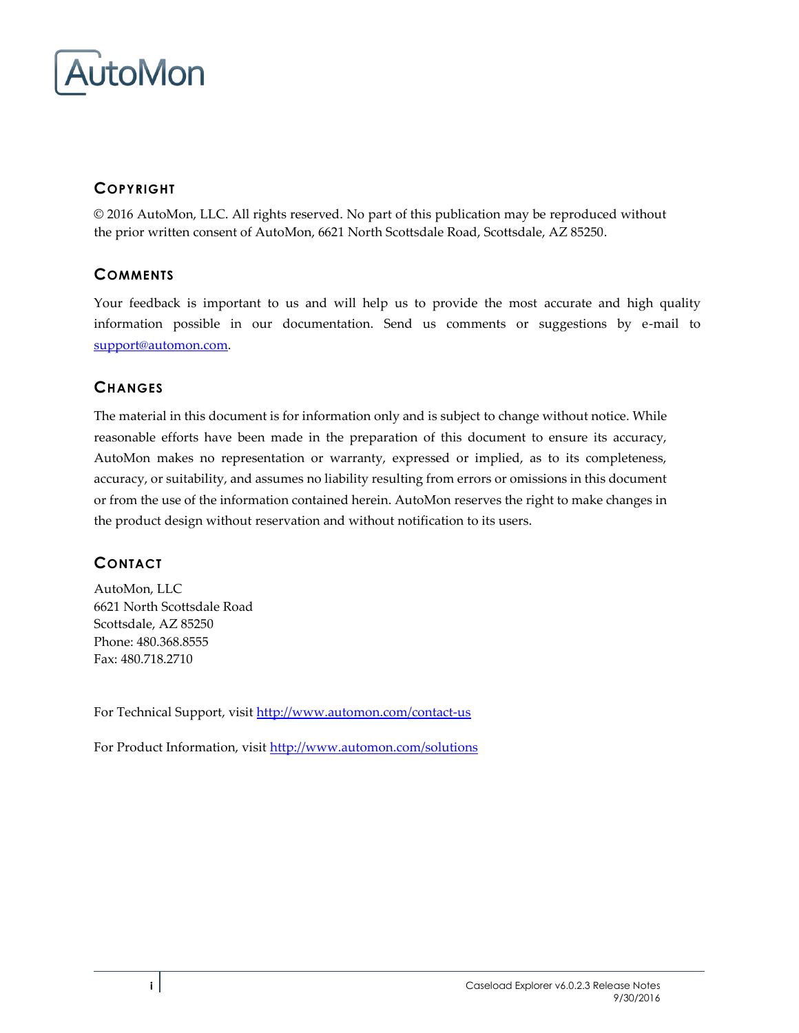AutoMon

## Copyright

© 2016 AutoMon, LLC. All rights reserved. No part of this publication may be reproduced without the prior written consent of AutoMon, 6621 North Scottsdale Road, Scottsdale, AZ 85250.

## Comments

Your feedback is important to us and will help us to provide the most accurate and high quality information possible in our documentation. Send us comments or suggestions by e-mail to support@automon.com.

## Changes

The material in this document is for information only and is subject to change without notice. While reasonable efforts have been made in the preparation of this document to ensure its accuracy, AutoMon makes no representation or warranty, expressed or implied, as to its completeness, accuracy, or suitability, and assumes no liability resulting from errors or omissions in this document or from the use of the information contained herein. AutoMon reserves the right to make changes in the product design without reservation and without notification to its users.

## Contact

AutoMon, LLC
6621 North Scottsdale Road
Scottsdale, AZ 85250
Phone: 480.368.8555
Fax: 480.718.2710

For Technical Support, visit http://www.automon.com/contact-us

For Product Information, visit http://www.automon.com/solutions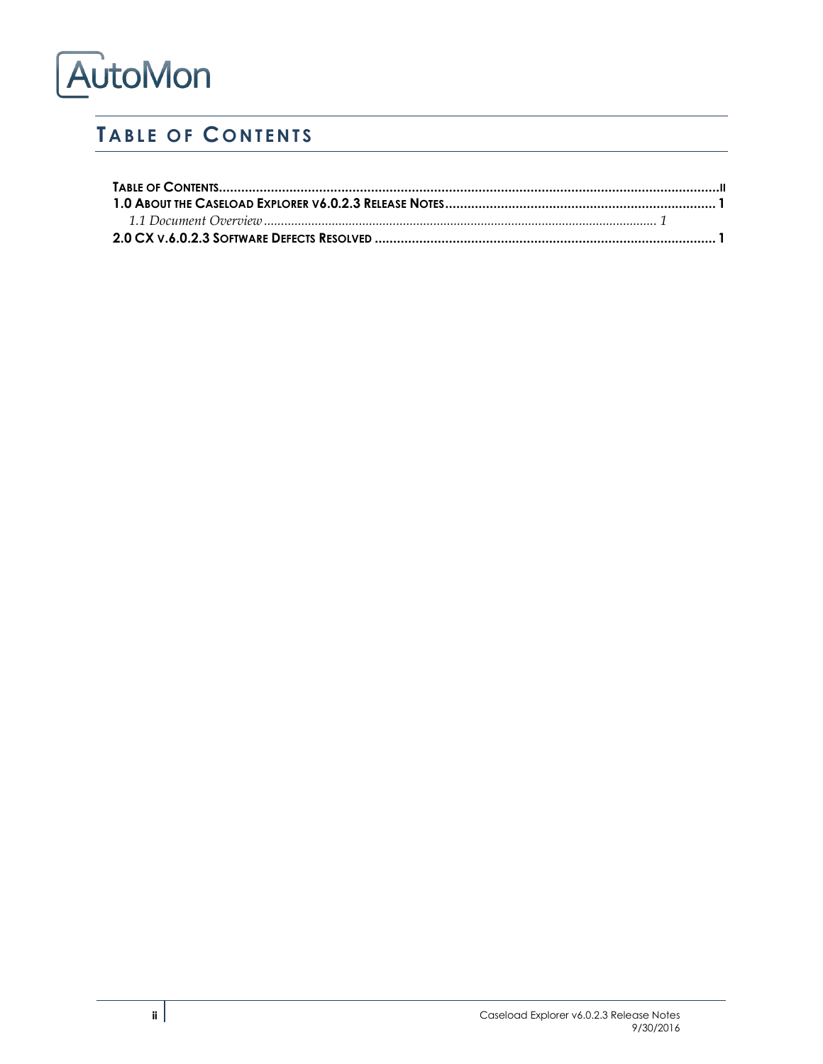AutoMon

# Table of Contents

**Table of Contents** ........................................................................ ii
**1.0 About the Caseload Explorer v6.0.2.3 Release Notes** ........................................ 1
*1.1 Document Overview* .......................................................................... 1
**2.0 CX v.6.0.2.3 Software Defects Resolved** ..................................................... 1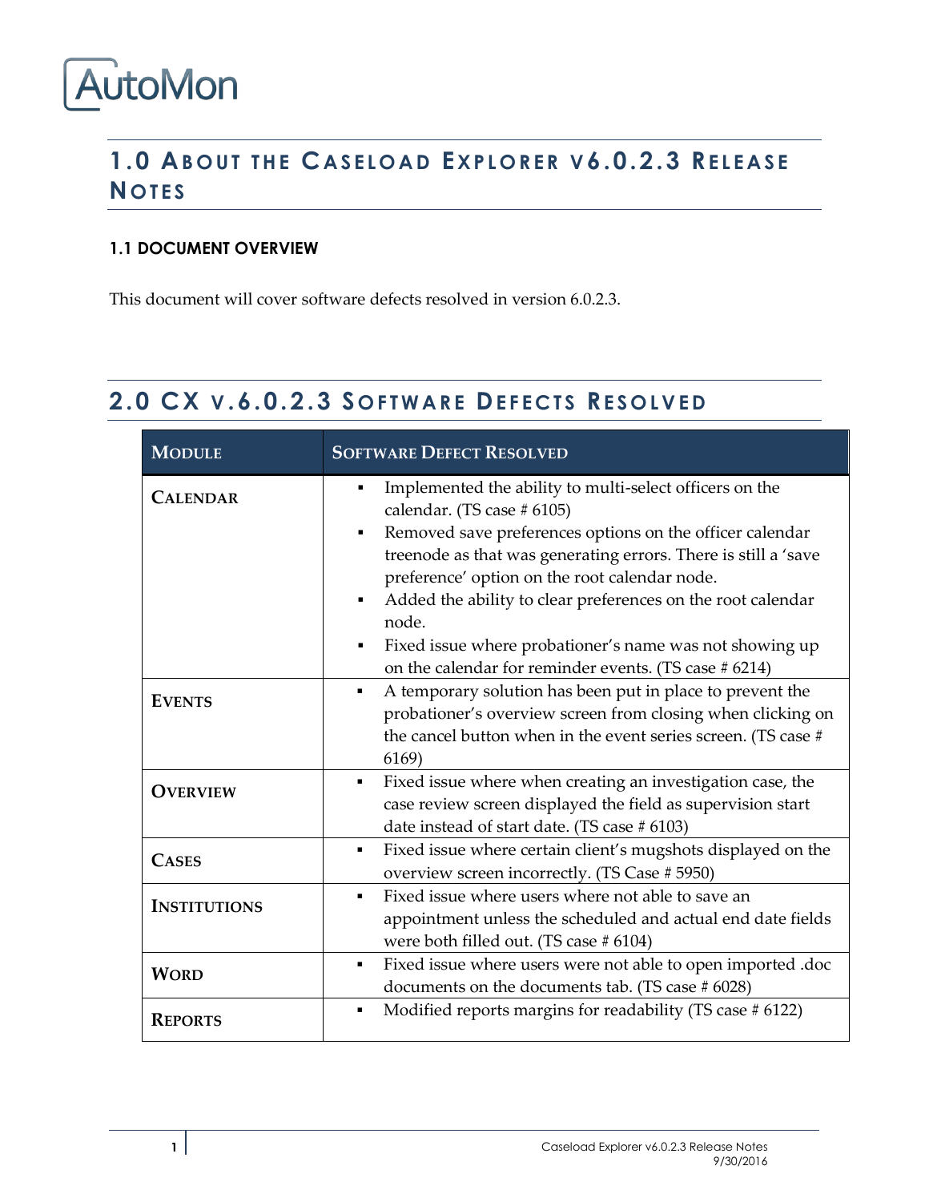AutoMon

# 1.0 About the Caseload Explorer v6.0.2.3 Release Notes

### 1.1 DOCUMENT OVERVIEW

This document will cover software defects resolved in version 6.0.2.3.

# 2.0 CX v.6.0.2.3 Software Defects Resolved

| Module | Software Defect Resolved |
|---|---|
| **Calendar** | ▪ Implemented the ability to multi-select officers on the calendar. (TS case # 6105)<br>▪ Removed save preferences options on the officer calendar treenode as that was generating errors. There is still a 'save preference' option on the root calendar node.<br>▪ Added the ability to clear preferences on the root calendar node.<br>▪ Fixed issue where probationer's name was not showing up on the calendar for reminder events. (TS case # 6214) |
| **Events** | ▪ A temporary solution has been put in place to prevent the probationer's overview screen from closing when clicking on the cancel button when in the event series screen. (TS case # 6169) |
| **Overview** | ▪ Fixed issue where when creating an investigation case, the case review screen displayed the field as supervision start date instead of start date. (TS case # 6103) |
| **Cases** | ▪ Fixed issue where certain client's mugshots displayed on the overview screen incorrectly. (TS Case # 5950) |
| **Institutions** | ▪ Fixed issue where users where not able to save an appointment unless the scheduled and actual end date fields were both filled out. (TS case # 6104) |
| **Word** | ▪ Fixed issue where users were not able to open imported .doc documents on the documents tab. (TS case # 6028) |
| **Reports** | ▪ Modified reports margins for readability (TS case # 6122) |